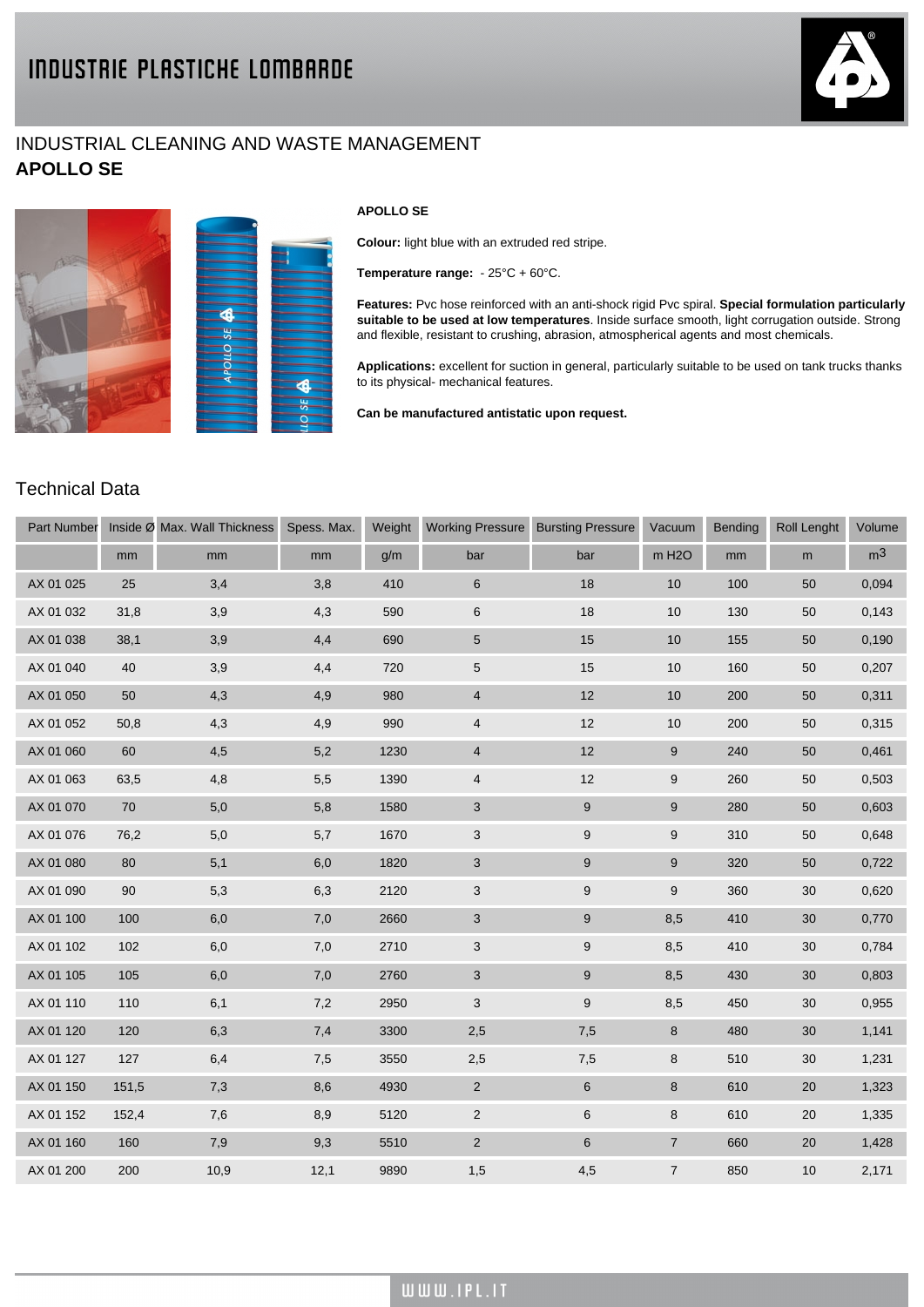# INDUSTRIE PLASTICHE LOMBARDE

## INDUSTRIAL CLEANING AND WASTE MANAGEMENT

## APOLLO SE

**APOLLO SE**

**Colour:** light blue with an extruded red stripe.

**Temperature range:** - 25°C + 60°C.

**Features:** Pvc hose reinforced with an anti-shock rigid Pvc spiral. **Special formulation particularly suitable to be used at low temperatures**. Inside surface smooth, light corrugation outside. Strong and flexible, resistant to crushing, abrasion, atmospherical agents and most chemicals.

**Applications:** excellent for suction in general, particularly suitable to be used on tank trucks thanks to its physical- mechanical features.

**Can be manufactured antistatic upon request.**

## Technical Data

| Part Number | Inside Ø | Max. Wall Thickness | Spess. Max. | Weight | Working Pressure | Bursting Pressure | Vacuum | Bending | Roll Lenght | Volume |
|---|---|---|---|---|---|---|---|---|---|---|
| | mm | mm | mm | g/m | bar | bar | m H2O | mm | m | $m^3$ |
| AX 01 025 | 25 | 3,4 | 3,8 | 410 | 6 | 18 | 10 | 100 | 50 | 0,094 |
| AX 01 032 | 31,8 | 3,9 | 4,3 | 590 | 6 | 18 | 10 | 130 | 50 | 0,143 |
| AX 01 038 | 38,1 | 3,9 | 4,4 | 690 | 5 | 15 | 10 | 155 | 50 | 0,190 |
| AX 01 040 | 40 | 3,9 | 4,4 | 720 | 5 | 15 | 10 | 160 | 50 | 0,207 |
| AX 01 050 | 50 | 4,3 | 4,9 | 980 | 4 | 12 | 10 | 200 | 50 | 0,311 |
| AX 01 052 | 50,8 | 4,3 | 4,9 | 990 | 4 | 12 | 10 | 200 | 50 | 0,315 |
| AX 01 060 | 60 | 4,5 | 5,2 | 1230 | 4 | 12 | 9 | 240 | 50 | 0,461 |
| AX 01 063 | 63,5 | 4,8 | 5,5 | 1390 | 4 | 12 | 9 | 260 | 50 | 0,503 |
| AX 01 070 | 70 | 5,0 | 5,8 | 1580 | 3 | 9 | 9 | 280 | 50 | 0,603 |
| AX 01 076 | 76,2 | 5,0 | 5,7 | 1670 | 3 | 9 | 9 | 310 | 50 | 0,648 |
| AX 01 080 | 80 | 5,1 | 6,0 | 1820 | 3 | 9 | 9 | 320 | 50 | 0,722 |
| AX 01 090 | 90 | 5,3 | 6,3 | 2120 | 3 | 9 | 9 | 360 | 30 | 0,620 |
| AX 01 100 | 100 | 6,0 | 7,0 | 2660 | 3 | 9 | 8,5 | 410 | 30 | 0,770 |
| AX 01 102 | 102 | 6,0 | 7,0 | 2710 | 3 | 9 | 8,5 | 410 | 30 | 0,784 |
| AX 01 105 | 105 | 6,0 | 7,0 | 2760 | 3 | 9 | 8,5 | 430 | 30 | 0,803 |
| AX 01 110 | 110 | 6,1 | 7,2 | 2950 | 3 | 9 | 8,5 | 450 | 30 | 0,955 |
| AX 01 120 | 120 | 6,3 | 7,4 | 3300 | 2,5 | 7,5 | 8 | 480 | 30 | 1,141 |
| AX 01 127 | 127 | 6,4 | 7,5 | 3550 | 2,5 | 7,5 | 8 | 510 | 30 | 1,231 |
| AX 01 150 | 151,5 | 7,3 | 8,6 | 4930 | 2 | 6 | 8 | 610 | 20 | 1,323 |
| AX 01 152 | 152,4 | 7,6 | 8,9 | 5120 | 2 | 6 | 8 | 610 | 20 | 1,335 |
| AX 01 160 | 160 | 7,9 | 9,3 | 5510 | 2 | 6 | 7 | 660 | 20 | 1,428 |
| AX 01 200 | 200 | 10,9 | 12,1 | 9890 | 1,5 | 4,5 | 7 | 850 | 10 | 2,171 |

WWW.IPL.IT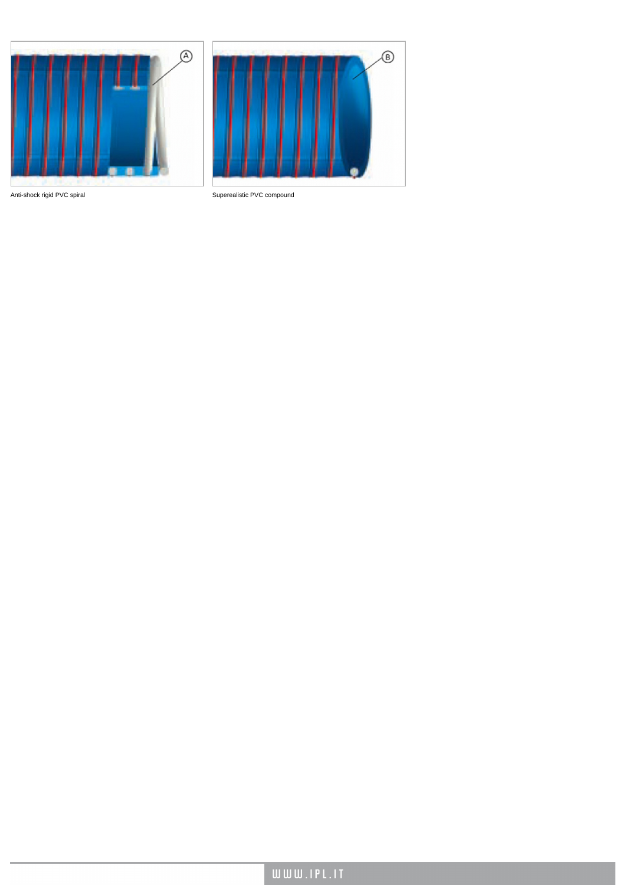Anti-shock rigid PVC spiral

Superealistic PVC compound